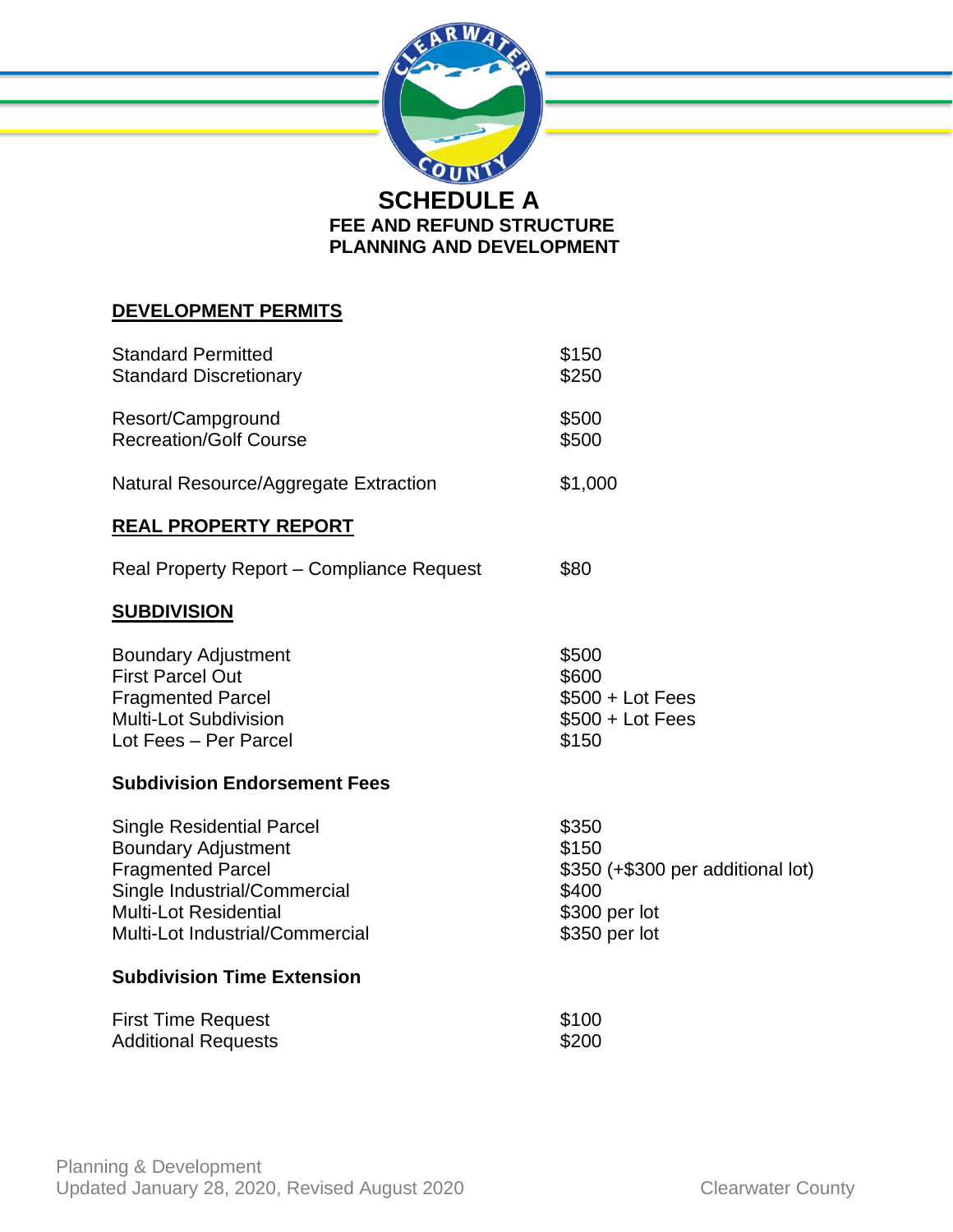# SCHEDULE A

## FEE AND REFUND STRUCTURE
## PLANNING AND DEVELOPMENT

### DEVELOPMENT PERMITS

| | |
|---|---|
| Standard Permitted | $150 |
| Standard Discretionary | $250 |
| Resort/Campground | $500 |
| Recreation/Golf Course | $500 |
| Natural Resource/Aggregate Extraction | $1,000 |

### REAL PROPERTY REPORT

| | |
|---|---|
| Real Property Report – Compliance Request | $80 |

### SUBDIVISION

| | |
|---|---|
| Boundary Adjustment | $500 |
| First Parcel Out | $600 |
| Fragmented Parcel | $500 + Lot Fees |
| Multi-Lot Subdivision | $500 + Lot Fees |
| Lot Fees – Per Parcel | $150 |

**Subdivision Endorsement Fees**

| | |
|---|---|
| Single Residential Parcel | $350 |
| Boundary Adjustment | $150 |
| Fragmented Parcel | $350 (+$300 per additional lot) |
| Single Industrial/Commercial | $400 |
| Multi-Lot Residential | $300 per lot |
| Multi-Lot Industrial/Commercial | $350 per lot |

**Subdivision Time Extension**

| | |
|---|---|
| First Time Request | $100 |
| Additional Requests | $200 |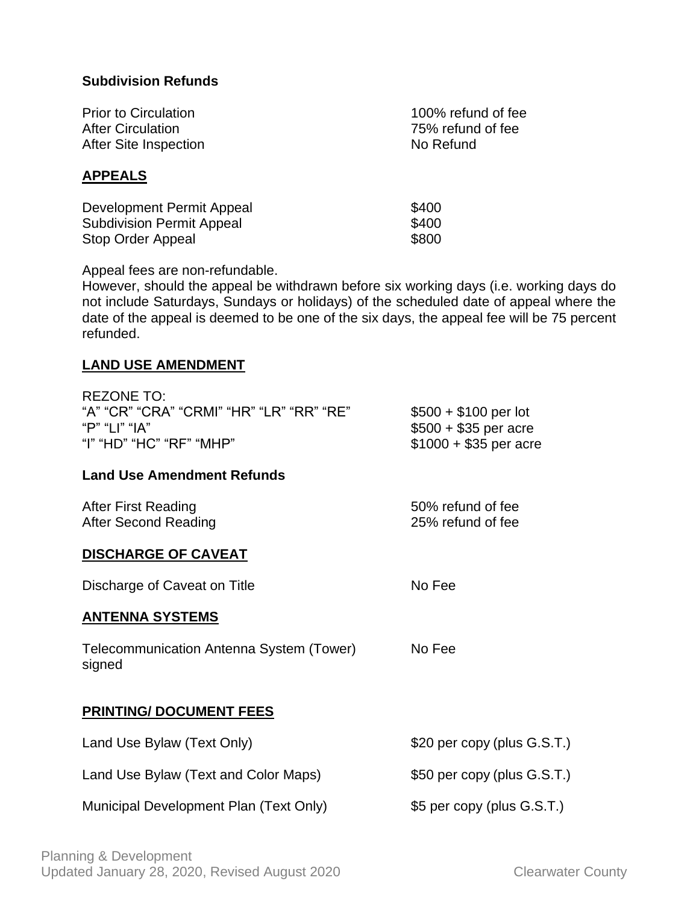**Subdivision Refunds**

| | |
|---|---|
| Prior to Circulation | 100% refund of fee |
| After Circulation | 75% refund of fee |
| After Site Inspection | No Refund |

## APPEALS

| | |
|---|---|
| Development Permit Appeal | $400 |
| Subdivision Permit Appeal | $400 |
| Stop Order Appeal | $800 |

Appeal fees are non-refundable.
However, should the appeal be withdrawn before six working days (i.e. working days do not include Saturdays, Sundays or holidays) of the scheduled date of appeal where the date of the appeal is deemed to be one of the six days, the appeal fee will be 75 percent refunded.

## LAND USE AMENDMENT

REZONE TO:

| | |
|---|---|
| "A" "CR" "CRA" "CRMI" "HR" "LR" "RR" "RE" | $500 + $100 per lot |
| "P" "LI" "IA" | $500 + $35 per acre |
| "I" "HD" "HC" "RF" "MHP" | $1000 + $35 per acre |

**Land Use Amendment Refunds**

| | |
|---|---|
| After First Reading | 50% refund of fee |
| After Second Reading | 25% refund of fee |

## DISCHARGE OF CAVEAT

| | |
|---|---|
| Discharge of Caveat on Title | No Fee |

## ANTENNA SYSTEMS

| | |
|---|---|
| Telecommunication Antenna System (Tower) signed | No Fee |

## PRINTING/ DOCUMENT FEES

| | |
|---|---|
| Land Use Bylaw (Text Only) | $20 per copy (plus G.S.T.) |
| Land Use Bylaw (Text and Color Maps) | $50 per copy (plus G.S.T.) |
| Municipal Development Plan (Text Only) | $5 per copy (plus G.S.T.) |